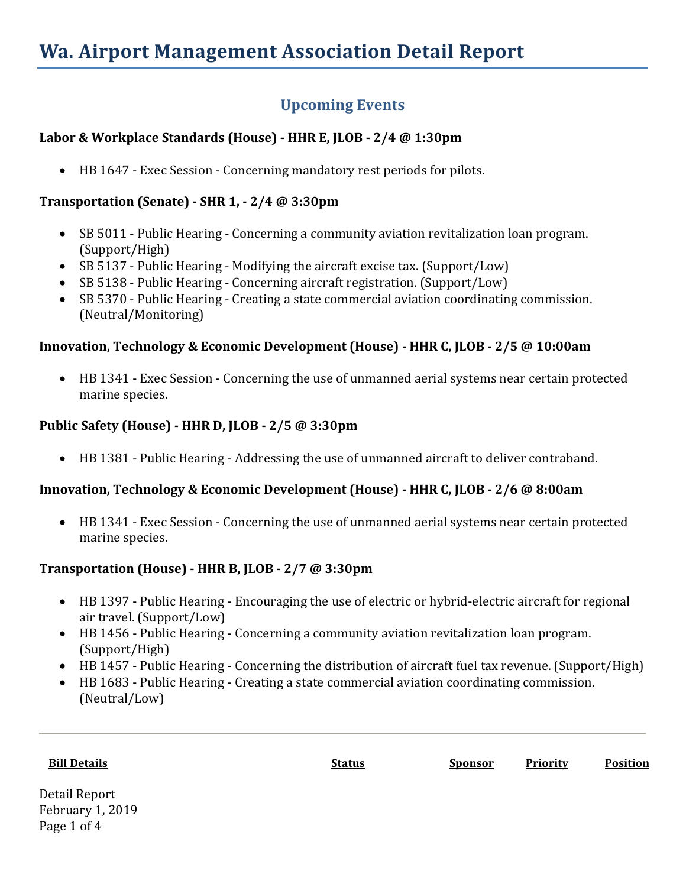# Wa. Airport Management Association Detail Report

## Upcoming Events

**Labor & Workplace Standards (House) - HHR E, JLOB - 2/4 @ 1:30pm**

- HB 1647 - Exec Session - Concerning mandatory rest periods for pilots.

**Transportation (Senate) - SHR 1, - 2/4 @ 3:30pm**

- SB 5011 - Public Hearing - Concerning a community aviation revitalization loan program. (Support/High)
- SB 5137 - Public Hearing - Modifying the aircraft excise tax. (Support/Low)
- SB 5138 - Public Hearing - Concerning aircraft registration. (Support/Low)
- SB 5370 - Public Hearing - Creating a state commercial aviation coordinating commission. (Neutral/Monitoring)

**Innovation, Technology & Economic Development (House) - HHR C, JLOB - 2/5 @ 10:00am**

- HB 1341 - Exec Session - Concerning the use of unmanned aerial systems near certain protected marine species.

**Public Safety (House) - HHR D, JLOB - 2/5 @ 3:30pm**

- HB 1381 - Public Hearing - Addressing the use of unmanned aircraft to deliver contraband.

**Innovation, Technology & Economic Development (House) - HHR C, JLOB - 2/6 @ 8:00am**

- HB 1341 - Exec Session - Concerning the use of unmanned aerial systems near certain protected marine species.

**Transportation (House) - HHR B, JLOB - 2/7 @ 3:30pm**

- HB 1397 - Public Hearing - Encouraging the use of electric or hybrid-electric aircraft for regional air travel. (Support/Low)
- HB 1456 - Public Hearing - Concerning a community aviation revitalization loan program. (Support/High)
- HB 1457 - Public Hearing - Concerning the distribution of aircraft fuel tax revenue. (Support/High)
- HB 1683 - Public Hearing - Creating a state commercial aviation coordinating commission. (Neutral/Low)

---

| Bill Details | Status | Sponsor | Priority | Position |
|---|---|---|---|---|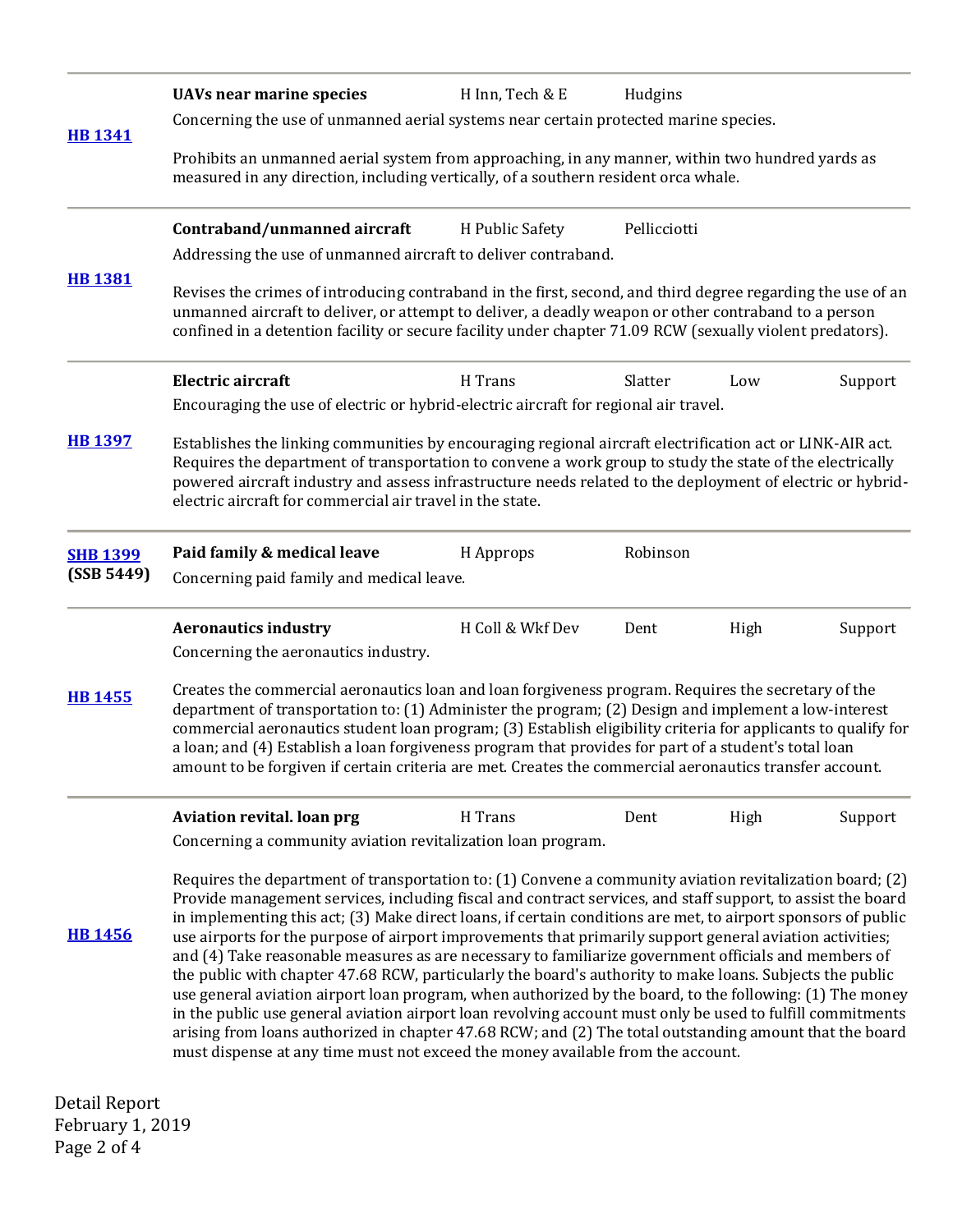| Bill | Title / Description | Committee | Sponsor | Priority | Position |
|---|---|---|---|---|---|
| **HB 1341** | **UAVs near marine species**<br>Concerning the use of unmanned aerial systems near certain protected marine species.<br><br>Prohibits an unmanned aerial system from approaching, in any manner, within two hundred yards as measured in any direction, including vertically, of a southern resident orca whale. | H Inn, Tech & E | Hudgins | | |
| **HB 1381** | **Contraband/unmanned aircraft**<br>Addressing the use of unmanned aircraft to deliver contraband.<br><br>Revises the crimes of introducing contraband in the first, second, and third degree regarding the use of an unmanned aircraft to deliver, or attempt to deliver, a deadly weapon or other contraband to a person confined in a detention facility or secure facility under chapter 71.09 RCW (sexually violent predators). | H Public Safety | Pellicciotti | | |
| **HB 1397** | **Electric aircraft**<br>Encouraging the use of electric or hybrid-electric aircraft for regional air travel.<br><br>Establishes the linking communities by encouraging regional aircraft electrification act or LINK-AIR act. Requires the department of transportation to convene a work group to study the state of the electrically powered aircraft industry and assess infrastructure needs related to the deployment of electric or hybrid-electric aircraft for commercial air travel in the state. | H Trans | Slatter | Low | Support |
| **SHB 1399** (SSB 5449) | **Paid family & medical leave**<br>Concerning paid family and medical leave. | H Approps | Robinson | | |
| **HB 1455** | **Aeronautics industry**<br>Concerning the aeronautics industry.<br><br>Creates the commercial aeronautics loan and loan forgiveness program. Requires the secretary of the department of transportation to: (1) Administer the program; (2) Design and implement a low-interest commercial aeronautics student loan program; (3) Establish eligibility criteria for applicants to qualify for a loan; and (4) Establish a loan forgiveness program that provides for part of a student's total loan amount to be forgiven if certain criteria are met. Creates the commercial aeronautics transfer account. | H Coll & Wkf Dev | Dent | High | Support |
| **HB 1456** | **Aviation revital. loan prg**<br>Concerning a community aviation revitalization loan program.<br><br>Requires the department of transportation to: (1) Convene a community aviation revitalization board; (2) Provide management services, including fiscal and contract services, and staff support, to assist the board in implementing this act; (3) Make direct loans, if certain conditions are met, to airport sponsors of public use airports for the purpose of airport improvements that primarily support general aviation activities; and (4) Take reasonable measures as are necessary to familiarize government officials and members of the public with chapter 47.68 RCW, particularly the board's authority to make loans. Subjects the public use general aviation airport loan program, when authorized by the board, to the following: (1) The money in the public use general aviation airport loan revolving account must only be used to fulfill commitments arising from loans authorized in chapter 47.68 RCW; and (2) The total outstanding amount that the board must dispense at any time must not exceed the money available from the account. | H Trans | Dent | High | Support |

Detail Report
February 1, 2019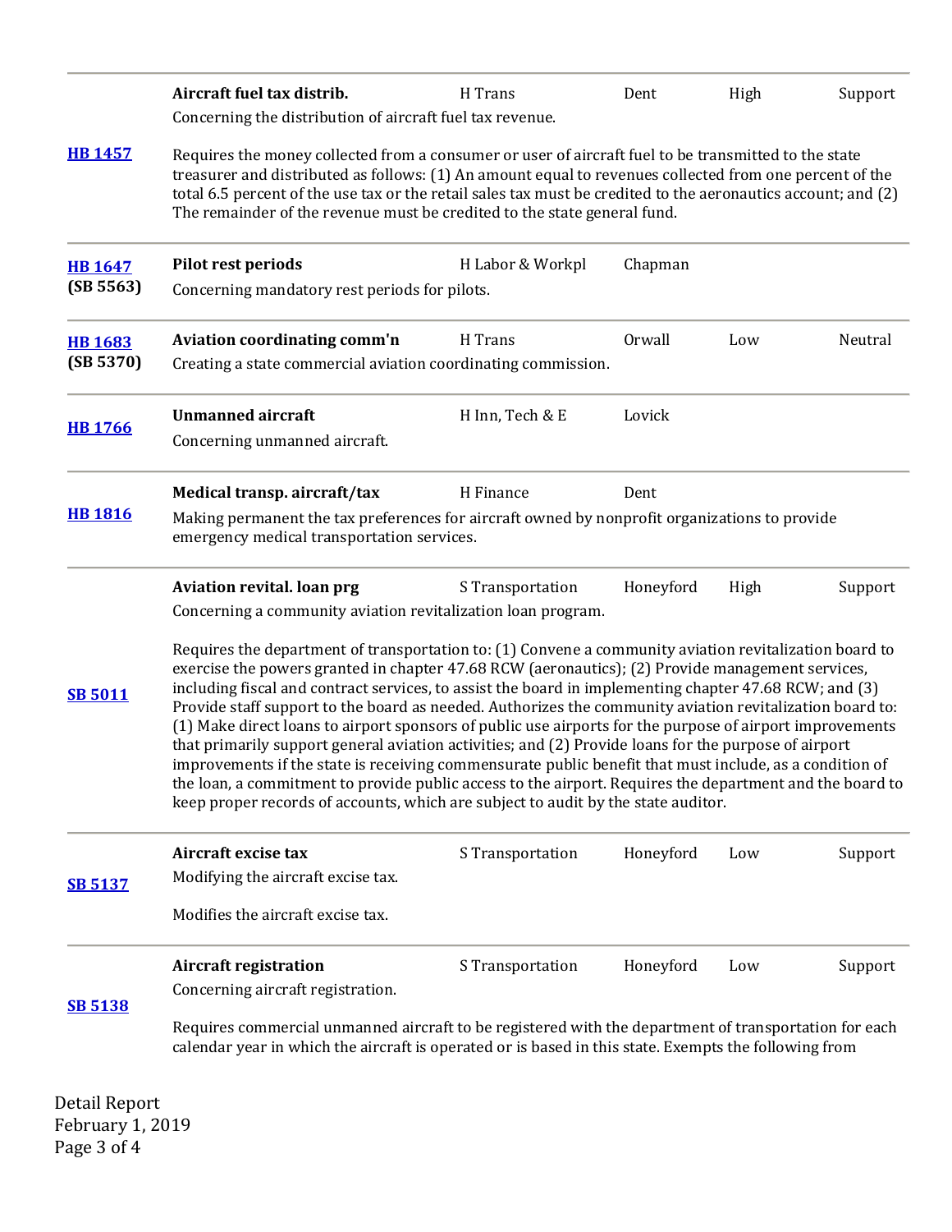**HB 1457**

**Aircraft fuel tax distrib.** | H Trans | Dent | High | Support

Concerning the distribution of aircraft fuel tax revenue.

Requires the money collected from a consumer or user of aircraft fuel to be transmitted to the state treasurer and distributed as follows: (1) An amount equal to revenues collected from one percent of the total 6.5 percent of the use tax or the retail sales tax must be credited to the aeronautics account; and (2) The remainder of the revenue must be credited to the state general fund.

---

**HB 1647** **(SB 5563)**

**Pilot rest periods** | H Labor & Workpl | Chapman

Concerning mandatory rest periods for pilots.

---

**HB 1683** **(SB 5370)**

**Aviation coordinating comm'n** | H Trans | Orwall | Low | Neutral

Creating a state commercial aviation coordinating commission.

---

**HB 1766**

**Unmanned aircraft** | H Inn, Tech & E | Lovick

Concerning unmanned aircraft.

---

**HB 1816**

**Medical transp. aircraft/tax** | H Finance | Dent

Making permanent the tax preferences for aircraft owned by nonprofit organizations to provide emergency medical transportation services.

---

**SB 5011**

**Aviation revital. loan prg** | S Transportation | Honeyford | High | Support

Concerning a community aviation revitalization loan program.

Requires the department of transportation to: (1) Convene a community aviation revitalization board to exercise the powers granted in chapter 47.68 RCW (aeronautics); (2) Provide management services, including fiscal and contract services, to assist the board in implementing chapter 47.68 RCW; and (3) Provide staff support to the board as needed. Authorizes the community aviation revitalization board to: (1) Make direct loans to airport sponsors of public use airports for the purpose of airport improvements that primarily support general aviation activities; and (2) Provide loans for the purpose of airport improvements if the state is receiving commensurate public benefit that must include, as a condition of the loan, a commitment to provide public access to the airport. Requires the department and the board to keep proper records of accounts, which are subject to audit by the state auditor.

---

**SB 5137**

**Aircraft excise tax** | S Transportation | Honeyford | Low | Support

Modifying the aircraft excise tax.

Modifies the aircraft excise tax.

---

**SB 5138**

**Aircraft registration** | S Transportation | Honeyford | Low | Support

Concerning aircraft registration.

Requires commercial unmanned aircraft to be registered with the department of transportation for each calendar year in which the aircraft is operated or is based in this state. Exempts the following from

Detail Report
February 1, 2019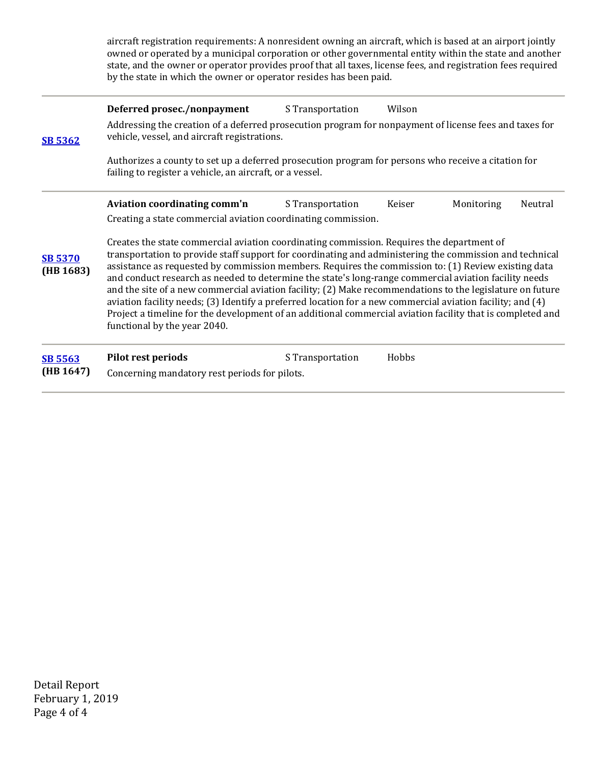aircraft registration requirements: A nonresident owning an aircraft, which is based at an airport jointly owned or operated by a municipal corporation or other governmental entity within the state and another state, and the owner or operator provides proof that all taxes, license fees, and registration fees required by the state in which the owner or operator resides has been paid.

---

**SB 5362**

**Deferred prosec./nonpayment** | S Transportation | Wilson

Addressing the creation of a deferred prosecution program for nonpayment of license fees and taxes for vehicle, vessel, and aircraft registrations.

Authorizes a county to set up a deferred prosecution program for persons who receive a citation for failing to register a vehicle, an aircraft, or a vessel.

---

**SB 5370 (HB 1683)**

**Aviation coordinating comm'n** | S Transportation | Keiser | Monitoring | Neutral

Creating a state commercial aviation coordinating commission.

Creates the state commercial aviation coordinating commission. Requires the department of transportation to provide staff support for coordinating and administering the commission and technical assistance as requested by commission members. Requires the commission to: (1) Review existing data and conduct research as needed to determine the state's long-range commercial aviation facility needs and the site of a new commercial aviation facility; (2) Make recommendations to the legislature on future aviation facility needs; (3) Identify a preferred location for a new commercial aviation facility; and (4) Project a timeline for the development of an additional commercial aviation facility that is completed and functional by the year 2040.

---

**SB 5563 (HB 1647)**

**Pilot rest periods** | S Transportation | Hobbs

Concerning mandatory rest periods for pilots.

---

Detail Report
February 1, 2019